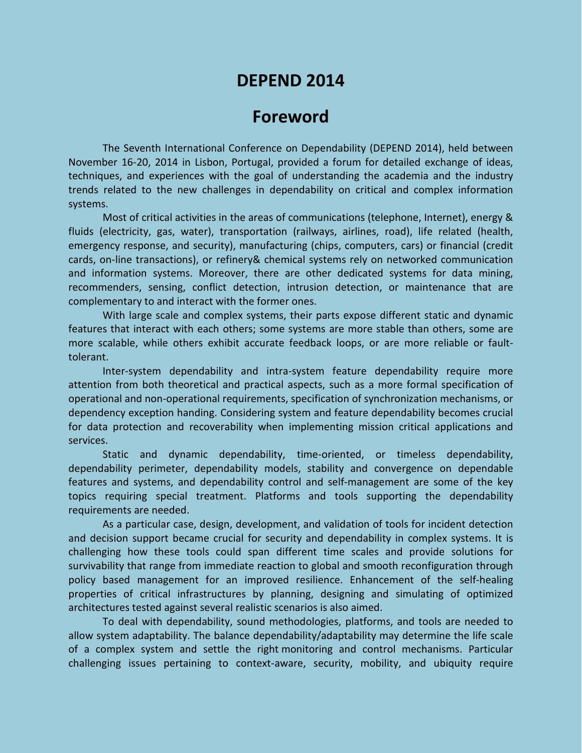# DEPEND 2014

## Foreword

The Seventh International Conference on Dependability (DEPEND 2014), held between November 16-20, 2014 in Lisbon, Portugal, provided a forum for detailed exchange of ideas, techniques, and experiences with the goal of understanding the academia and the industry trends related to the new challenges in dependability on critical and complex information systems.

Most of critical activities in the areas of communications (telephone, Internet), energy & fluids (electricity, gas, water), transportation (railways, airlines, road), life related (health, emergency response, and security), manufacturing (chips, computers, cars) or financial (credit cards, on-line transactions), or refinery& chemical systems rely on networked communication and information systems. Moreover, there are other dedicated systems for data mining, recommenders, sensing, conflict detection, intrusion detection, or maintenance that are complementary to and interact with the former ones.

With large scale and complex systems, their parts expose different static and dynamic features that interact with each others; some systems are more stable than others, some are more scalable, while others exhibit accurate feedback loops, or are more reliable or fault-tolerant.

Inter-system dependability and intra-system feature dependability require more attention from both theoretical and practical aspects, such as a more formal specification of operational and non-operational requirements, specification of synchronization mechanisms, or dependency exception handing. Considering system and feature dependability becomes crucial for data protection and recoverability when implementing mission critical applications and services.

Static and dynamic dependability, time-oriented, or timeless dependability, dependability perimeter, dependability models, stability and convergence on dependable features and systems, and dependability control and self-management are some of the key topics requiring special treatment. Platforms and tools supporting the dependability requirements are needed.

As a particular case, design, development, and validation of tools for incident detection and decision support became crucial for security and dependability in complex systems. It is challenging how these tools could span different time scales and provide solutions for survivability that range from immediate reaction to global and smooth reconfiguration through policy based management for an improved resilience. Enhancement of the self-healing properties of critical infrastructures by planning, designing and simulating of optimized architectures tested against several realistic scenarios is also aimed.

To deal with dependability, sound methodologies, platforms, and tools are needed to allow system adaptability. The balance dependability/adaptability may determine the life scale of a complex system and settle the right monitoring and control mechanisms. Particular challenging issues pertaining to context-aware, security, mobility, and ubiquity require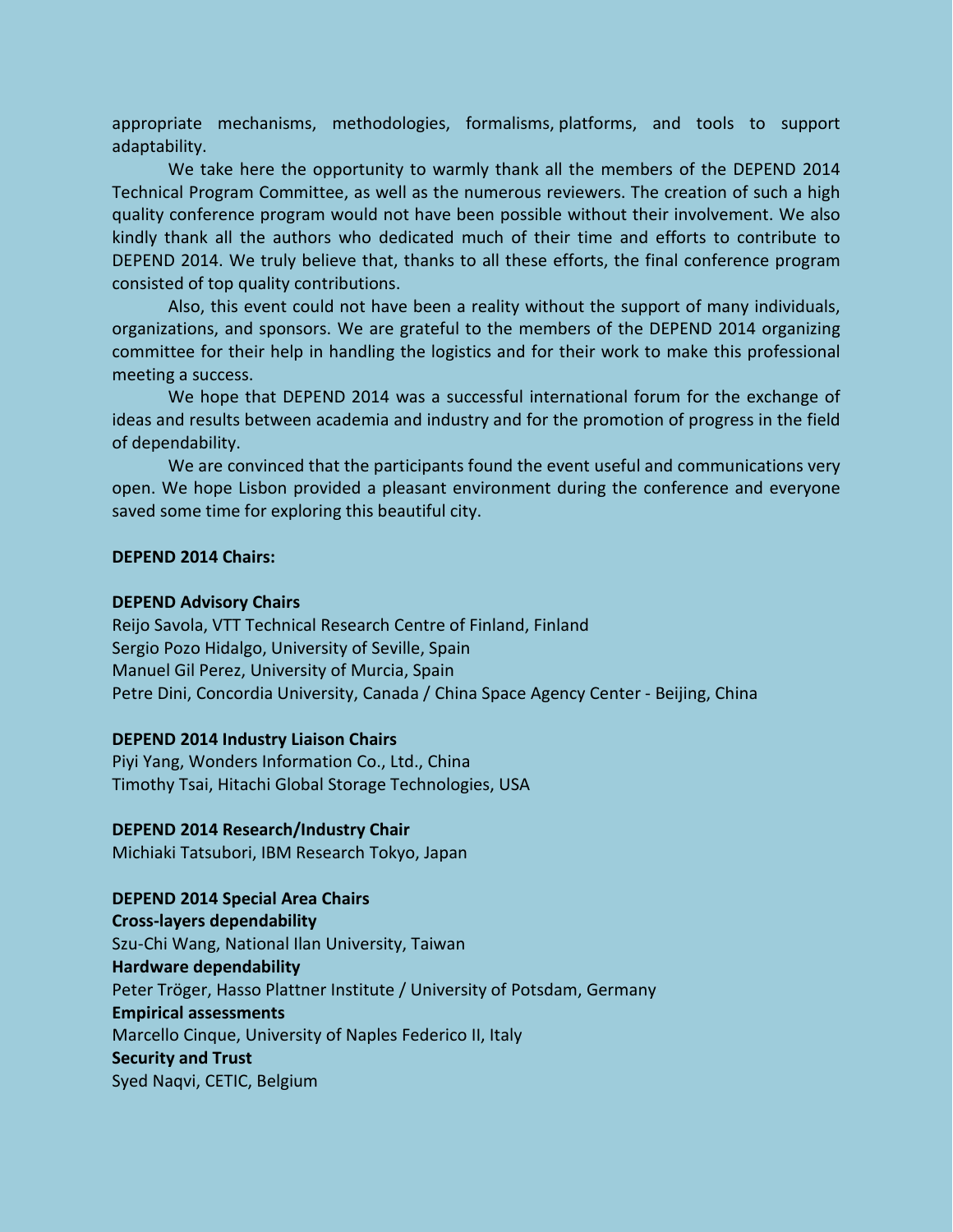appropriate mechanisms, methodologies, formalisms, platforms, and tools to support adaptability.

We take here the opportunity to warmly thank all the members of the DEPEND 2014 Technical Program Committee, as well as the numerous reviewers. The creation of such a high quality conference program would not have been possible without their involvement. We also kindly thank all the authors who dedicated much of their time and efforts to contribute to DEPEND 2014. We truly believe that, thanks to all these efforts, the final conference program consisted of top quality contributions.

Also, this event could not have been a reality without the support of many individuals, organizations, and sponsors. We are grateful to the members of the DEPEND 2014 organizing committee for their help in handling the logistics and for their work to make this professional meeting a success.

We hope that DEPEND 2014 was a successful international forum for the exchange of ideas and results between academia and industry and for the promotion of progress in the field of dependability.

We are convinced that the participants found the event useful and communications very open. We hope Lisbon provided a pleasant environment during the conference and everyone saved some time for exploring this beautiful city.

**DEPEND 2014 Chairs:**

**DEPEND Advisory Chairs**

Reijo Savola, VTT Technical Research Centre of Finland, Finland
Sergio Pozo Hidalgo, University of Seville, Spain
Manuel Gil Perez, University of Murcia, Spain
Petre Dini, Concordia University, Canada / China Space Agency Center - Beijing, China

**DEPEND 2014 Industry Liaison Chairs**

Piyi Yang, Wonders Information Co., Ltd., China
Timothy Tsai, Hitachi Global Storage Technologies, USA

**DEPEND 2014 Research/Industry Chair**

Michiaki Tatsubori, IBM Research Tokyo, Japan

**DEPEND 2014 Special Area Chairs**

**Cross-layers dependability**

Szu-Chi Wang, National Ilan University, Taiwan

**Hardware dependability**

Peter Tröger, Hasso Plattner Institute / University of Potsdam, Germany

**Empirical assessments**

Marcello Cinque, University of Naples Federico II, Italy

**Security and Trust**

Syed Naqvi, CETIC, Belgium